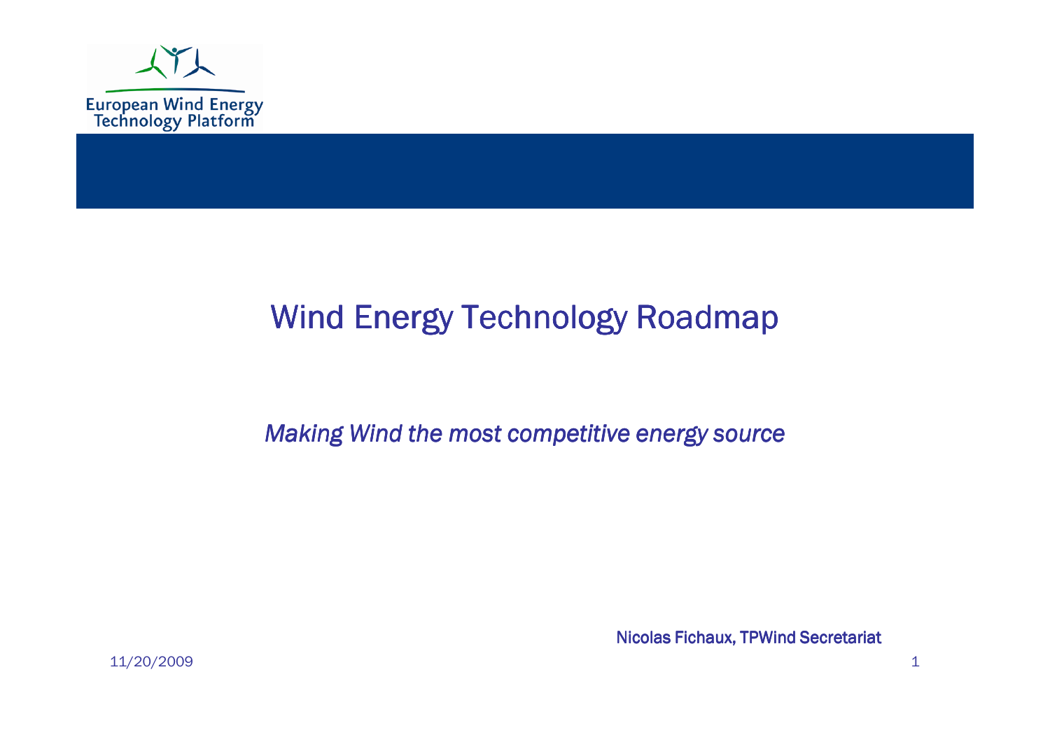European Wind Energy Technology Platform

# Wind Energy Technology Roadmap

*Making Wind the most competitive energy source*

Nicolas Fichaux, TPWind Secretariat

11/20/2009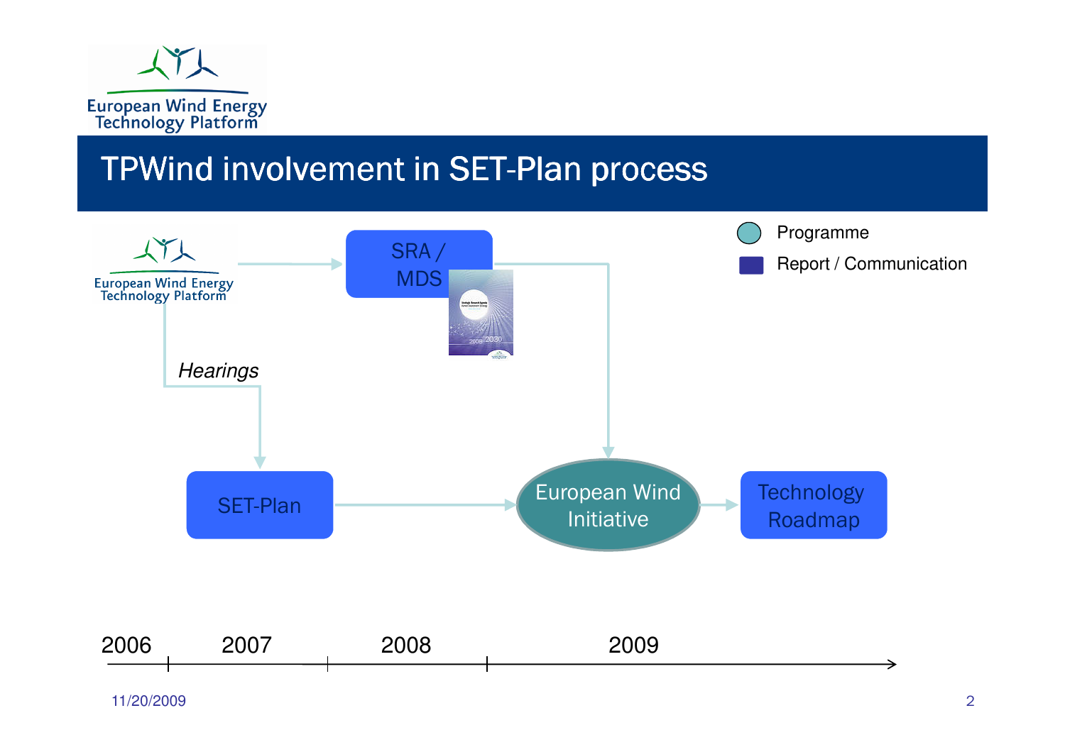# TPWind involvement in SET-Plan process

European Wind Energy Technology Platform

SRA / MDS

Hearings

SET-Plan

European Wind Initiative

Technology Roadmap

Programme

Report / Communication

2006 2007 2008 2009

11/20/2009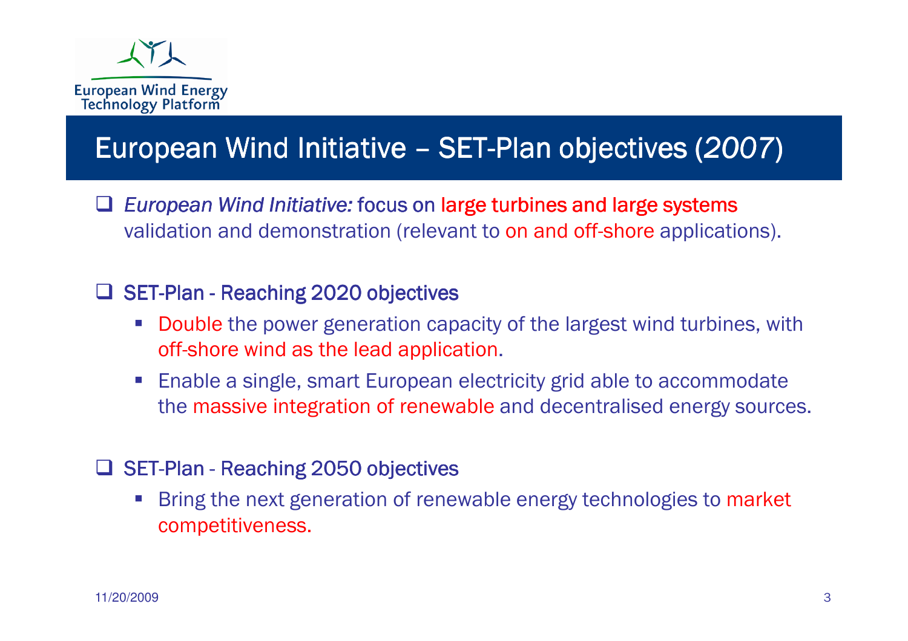# European Wind Initiative – SET-Plan objectives (*2007*)

- *European Wind Initiative:* focus on large turbines and large systems validation and demonstration (relevant to on and off-shore applications).

- SET-Plan - Reaching 2020 objectives
  - Double the power generation capacity of the largest wind turbines, with off-shore wind as the lead application.
  - Enable a single, smart European electricity grid able to accommodate the massive integration of renewable and decentralised energy sources.

- SET-Plan - Reaching 2050 objectives
  - Bring the next generation of renewable energy technologies to market competitiveness.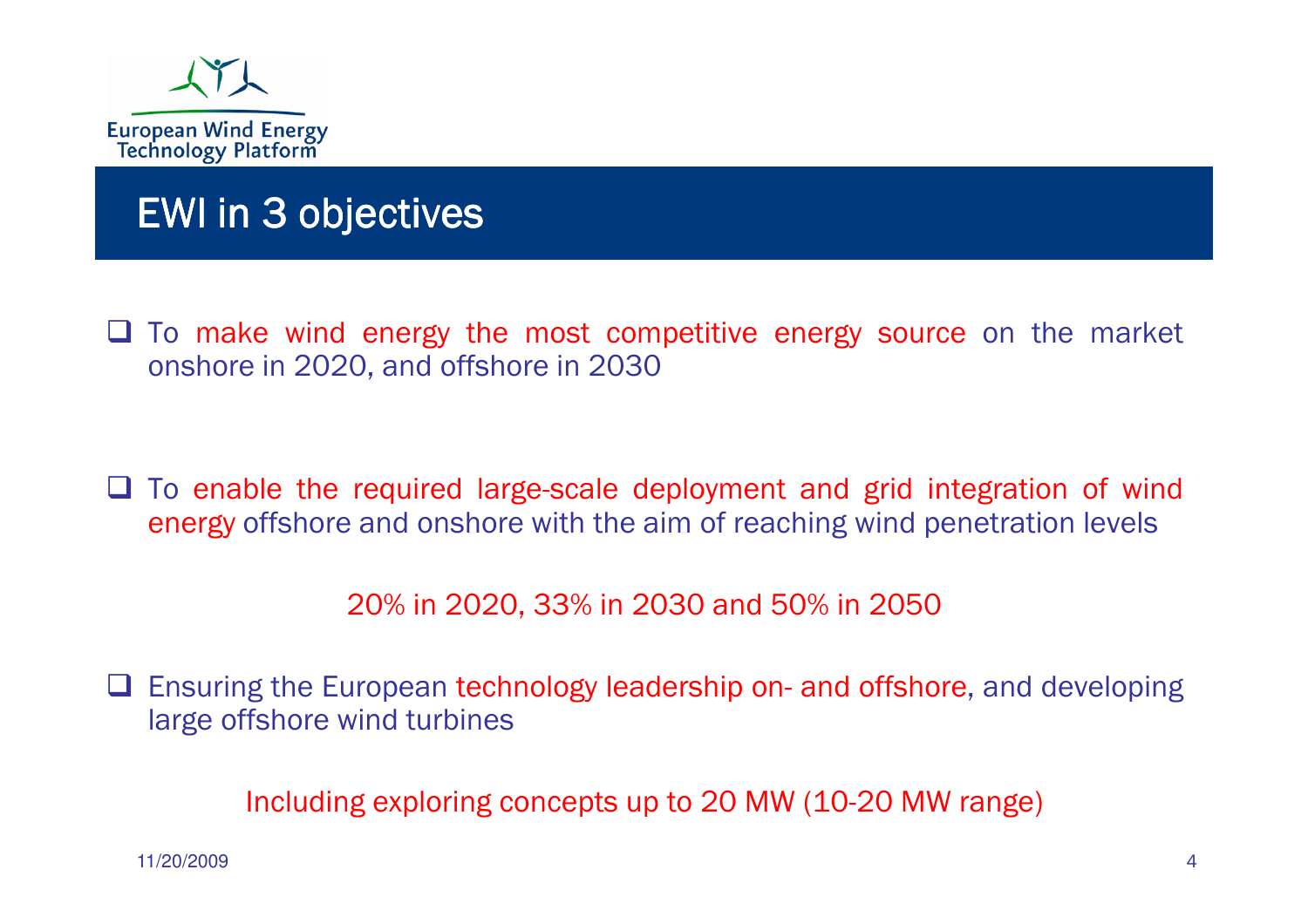## EWI in 3 objectives

- To make wind energy the most competitive energy source on the market onshore in 2020, and offshore in 2030

- To enable the required large-scale deployment and grid integration of wind energy offshore and onshore with the aim of reaching wind penetration levels

  20% in 2020, 33% in 2030 and 50% in 2050

- Ensuring the European technology leadership on- and offshore, and developing large offshore wind turbines

  Including exploring concepts up to 20 MW (10-20 MW range)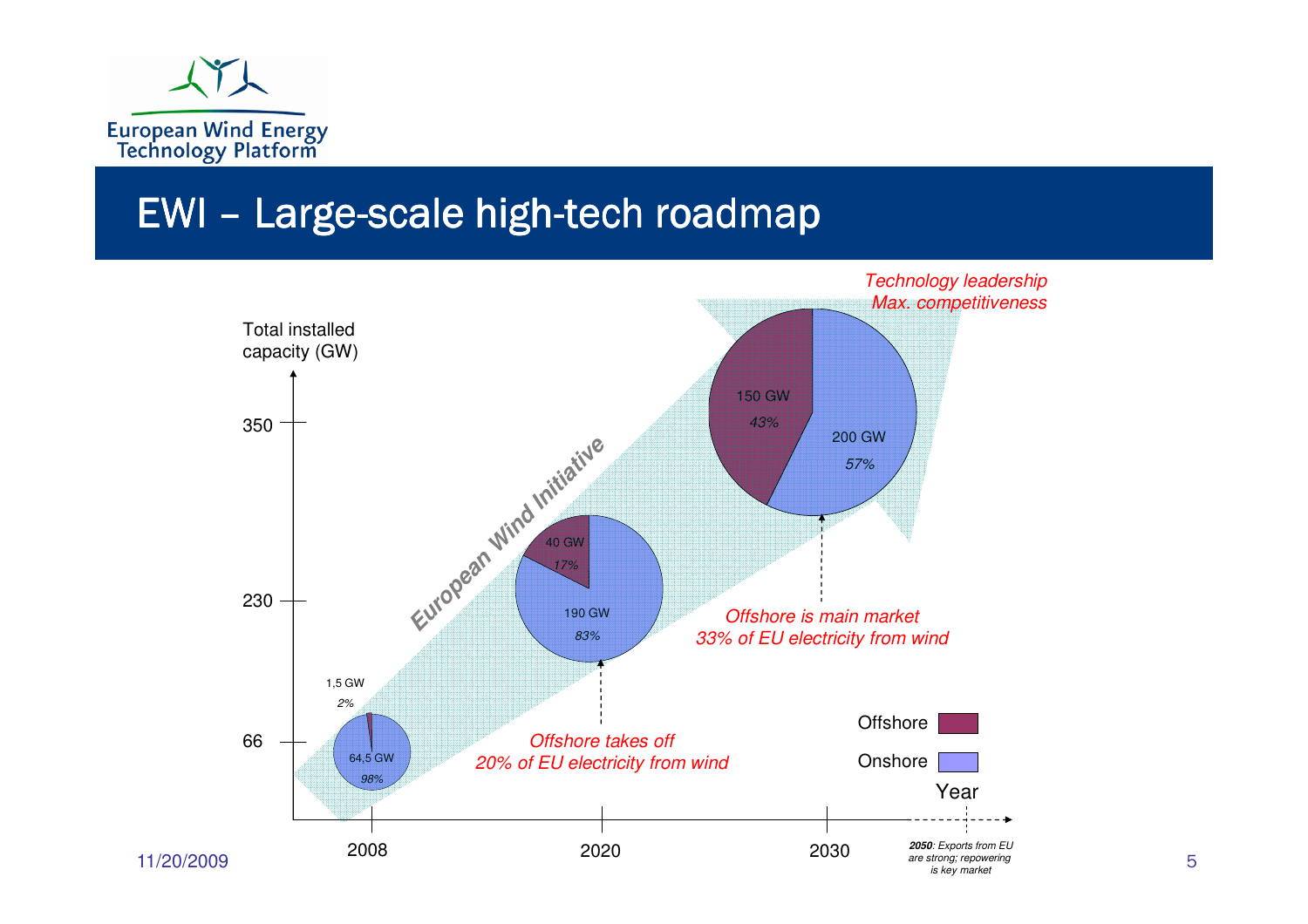European Wind Energy Technology Platform

# EWI – Large-scale high-tech roadmap

Total installed capacity (GW)

350

230

66

2008

2020

2030

Year

**2050**: Exports from EU are strong; repowering is key market

European Wind Initiative

1,5 GW
2%

64,5 GW
98%

40 GW
17%

190 GW
83%

150 GW
43%

200 GW
57%

*Offshore takes off*
*20% of EU electricity from wind*

*Offshore is main market*
*33% of EU electricity from wind*

*Technology leadership*
*Max. competitiveness*

Offshore

Onshore

11/20/2009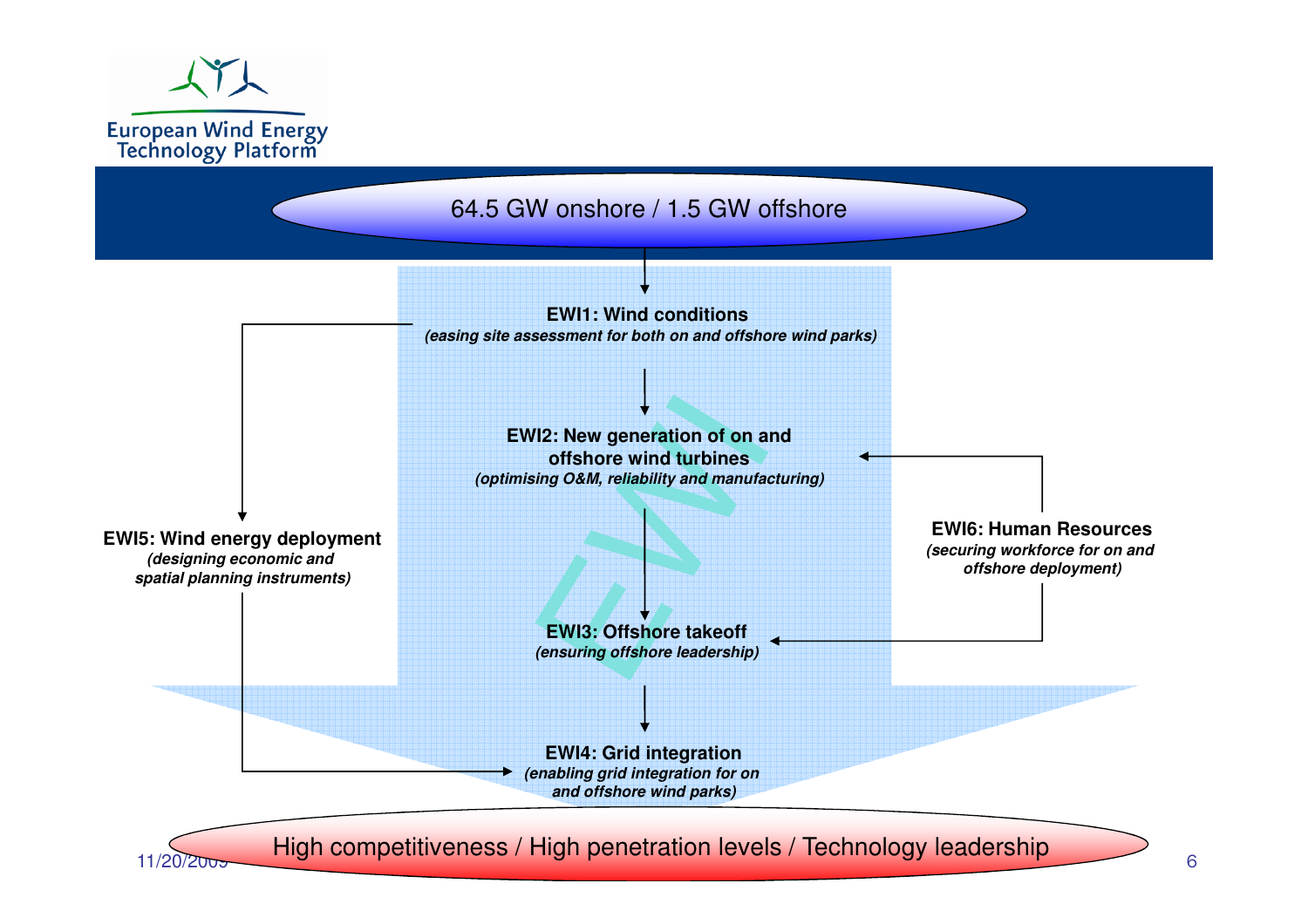European Wind Energy Technology Platform

64.5 GW onshore / 1.5 GW offshore

**EWI1: Wind conditions**
***(easing site assessment for both on and offshore wind parks)***

**EWI2: New generation of on and offshore wind turbines**
***(optimising O&M, reliability and manufacturing)***

**EWI3: Offshore takeoff**
***(ensuring offshore leadership)***

**EWI4: Grid integration**
***(enabling grid integration for on and offshore wind parks)***

**EWI5: Wind energy deployment**
***(designing economic and spatial planning instruments)***

**EWI6: Human Resources**
***(securing workforce for on and offshore deployment)***

EWI

High competitiveness / High penetration levels / Technology leadership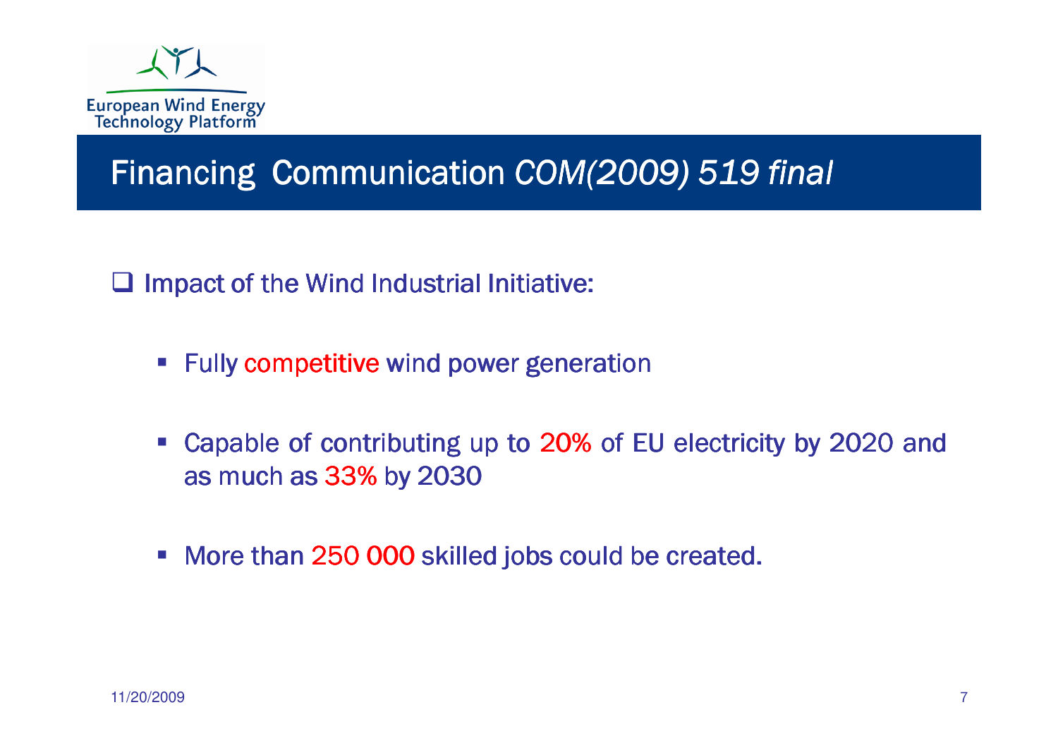## Financing Communication *COM(2009) 519 final*

- Impact of the Wind Industrial Initiative:
  - Fully competitive wind power generation
  - Capable of contributing up to 20% of EU electricity by 2020 and as much as 33% by 2030
  - More than 250 000 skilled jobs could be created.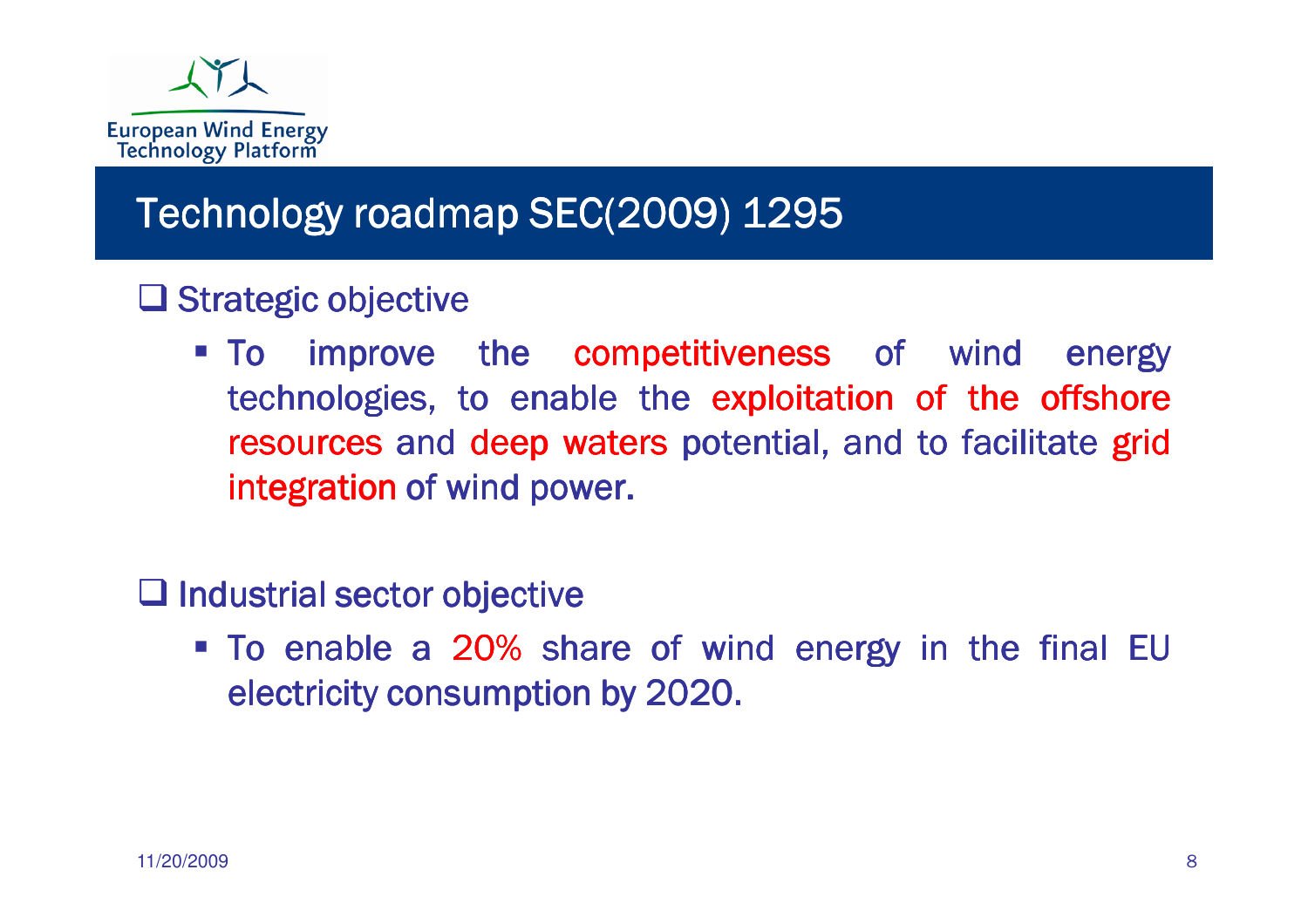European Wind Energy Technology Platform

# Technology roadmap SEC(2009) 1295

## Strategic objective

- To improve the competitiveness of wind energy technologies, to enable the exploitation of the offshore resources and deep waters potential, and to facilitate grid integration of wind power.

## Industrial sector objective

- To enable a 20% share of wind energy in the final EU electricity consumption by 2020.

11/20/2009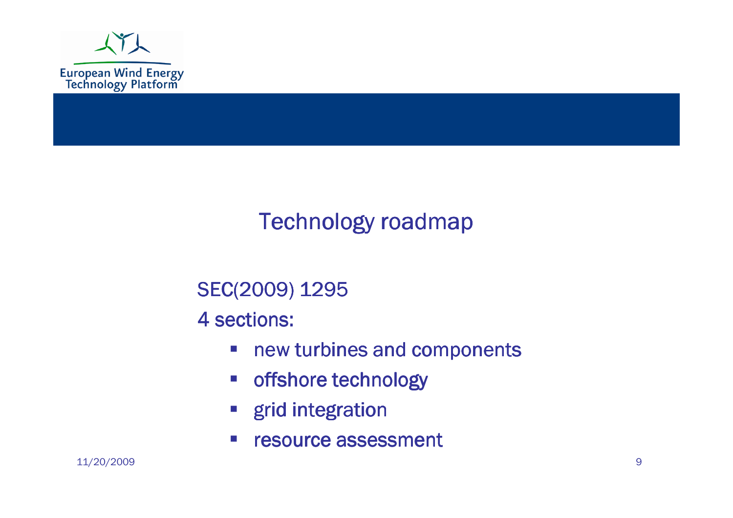# Technology roadmap

SEC(2009) 1295

4 sections:

- new turbines and components
- offshore technology
- grid integration
- resource assessment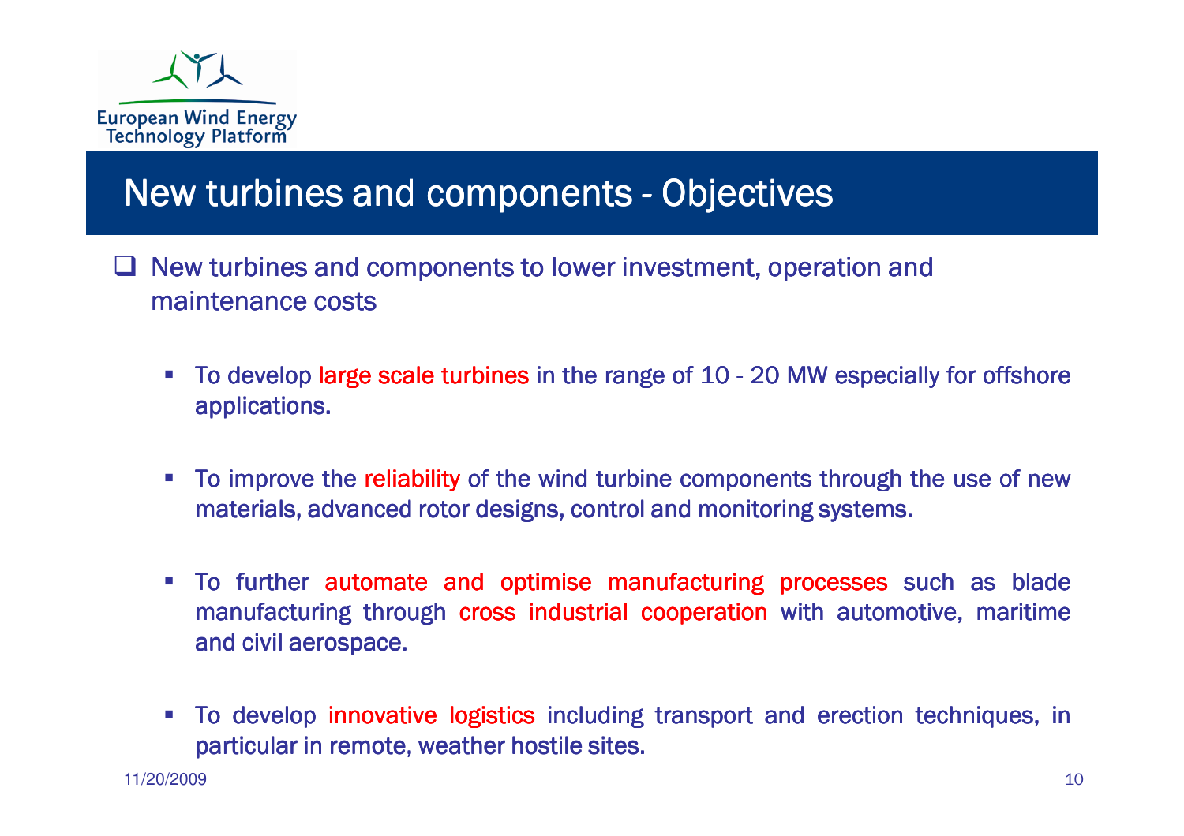European Wind Energy Technology Platform

## New turbines and components - Objectives

- New turbines and components to lower investment, operation and maintenance costs

  - To develop large scale turbines in the range of 10 - 20 MW especially for offshore applications.

  - To improve the reliability of the wind turbine components through the use of new materials, advanced rotor designs, control and monitoring systems.

  - To further automate and optimise manufacturing processes such as blade manufacturing through cross industrial cooperation with automotive, maritime and civil aerospace.

  - To develop innovative logistics including transport and erection techniques, in particular in remote, weather hostile sites.

11/20/2009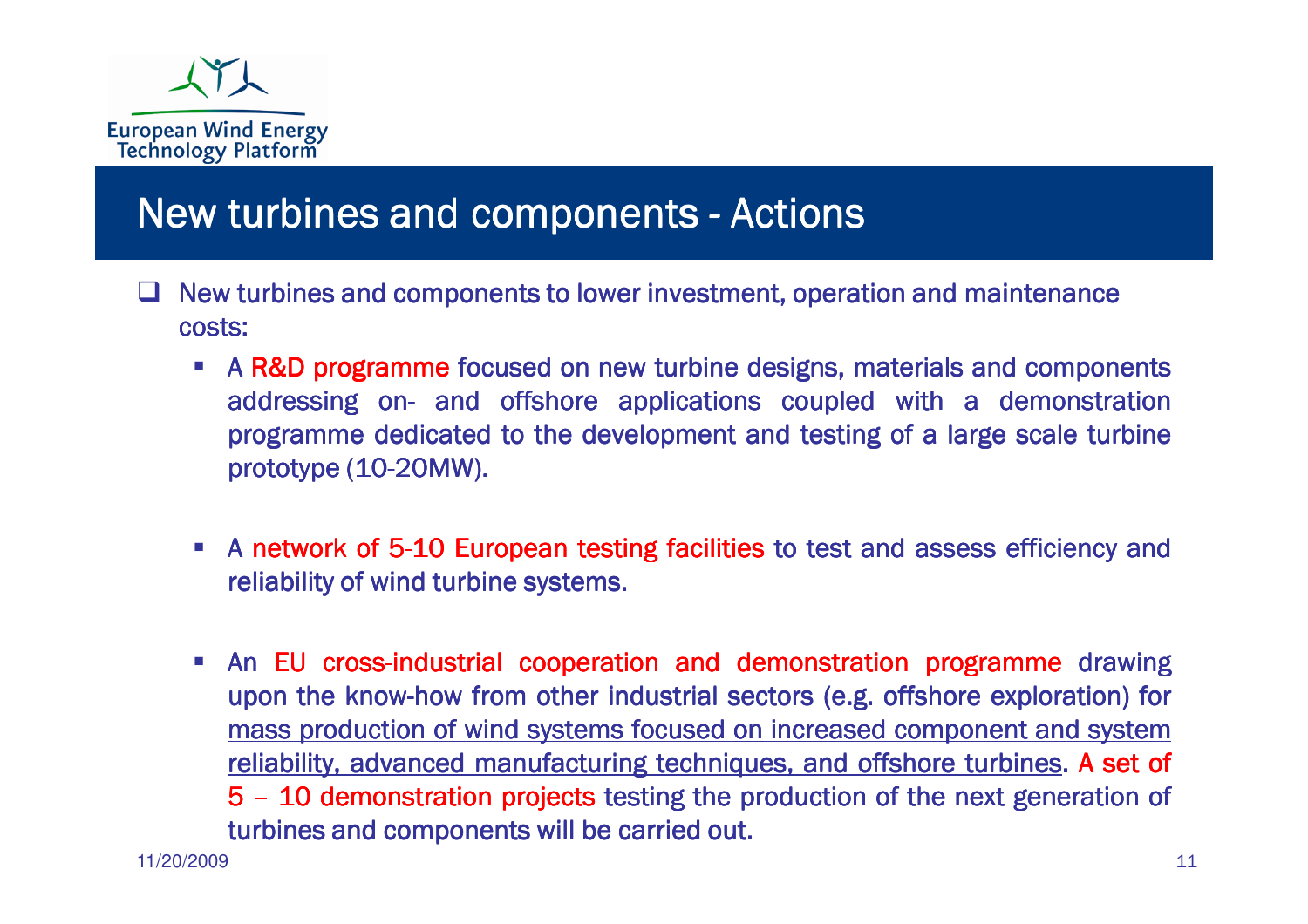## New turbines and components - Actions

- New turbines and components to lower investment, operation and maintenance costs:
  - A R&D programme focused on new turbine designs, materials and components addressing on- and offshore applications coupled with a demonstration programme dedicated to the development and testing of a large scale turbine prototype (10-20MW).
  - A network of 5-10 European testing facilities to test and assess efficiency and reliability of wind turbine systems.
  - An EU cross-industrial cooperation and demonstration programme drawing upon the know-how from other industrial sectors (e.g. offshore exploration) for mass production of wind systems focused on increased component and system reliability, advanced manufacturing techniques, and offshore turbines. A set of 5 – 10 demonstration projects testing the production of the next generation of turbines and components will be carried out.

11/20/2009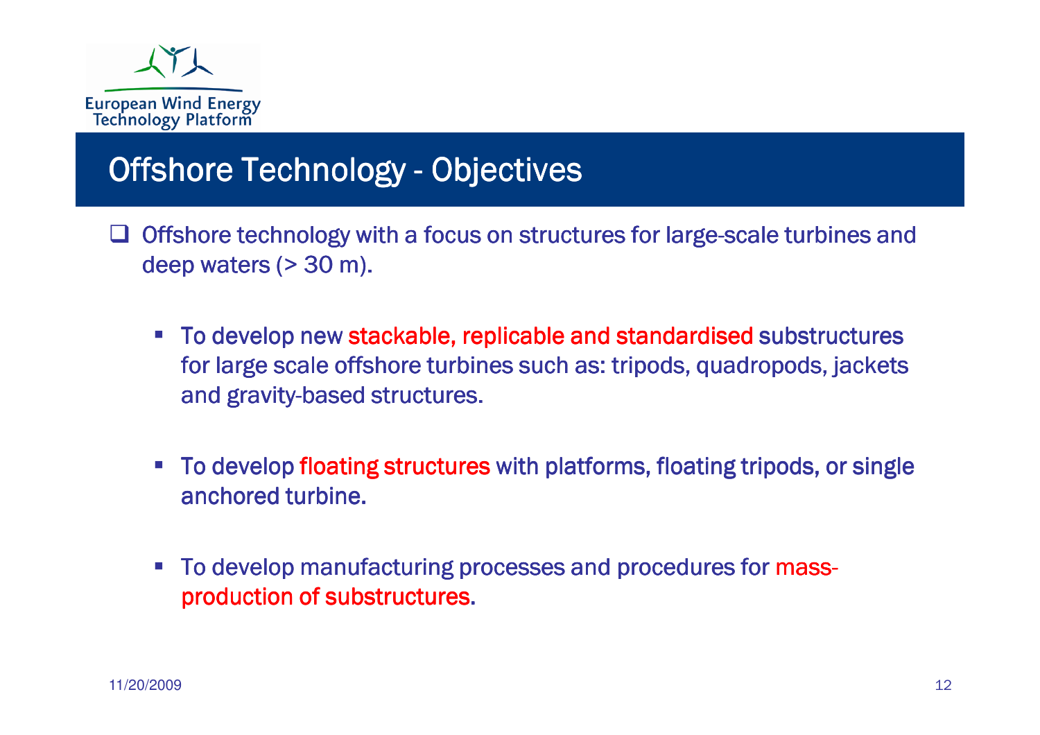European Wind Energy Technology Platform

# Offshore Technology - Objectives

- Offshore technology with a focus on structures for large-scale turbines and deep waters (> 30 m).
  - To develop new stackable, replicable and standardised substructures for large scale offshore turbines such as: tripods, quadropods, jackets and gravity-based structures.
  - To develop floating structures with platforms, floating tripods, or single anchored turbine.
  - To develop manufacturing processes and procedures for mass-production of substructures.

11/20/2009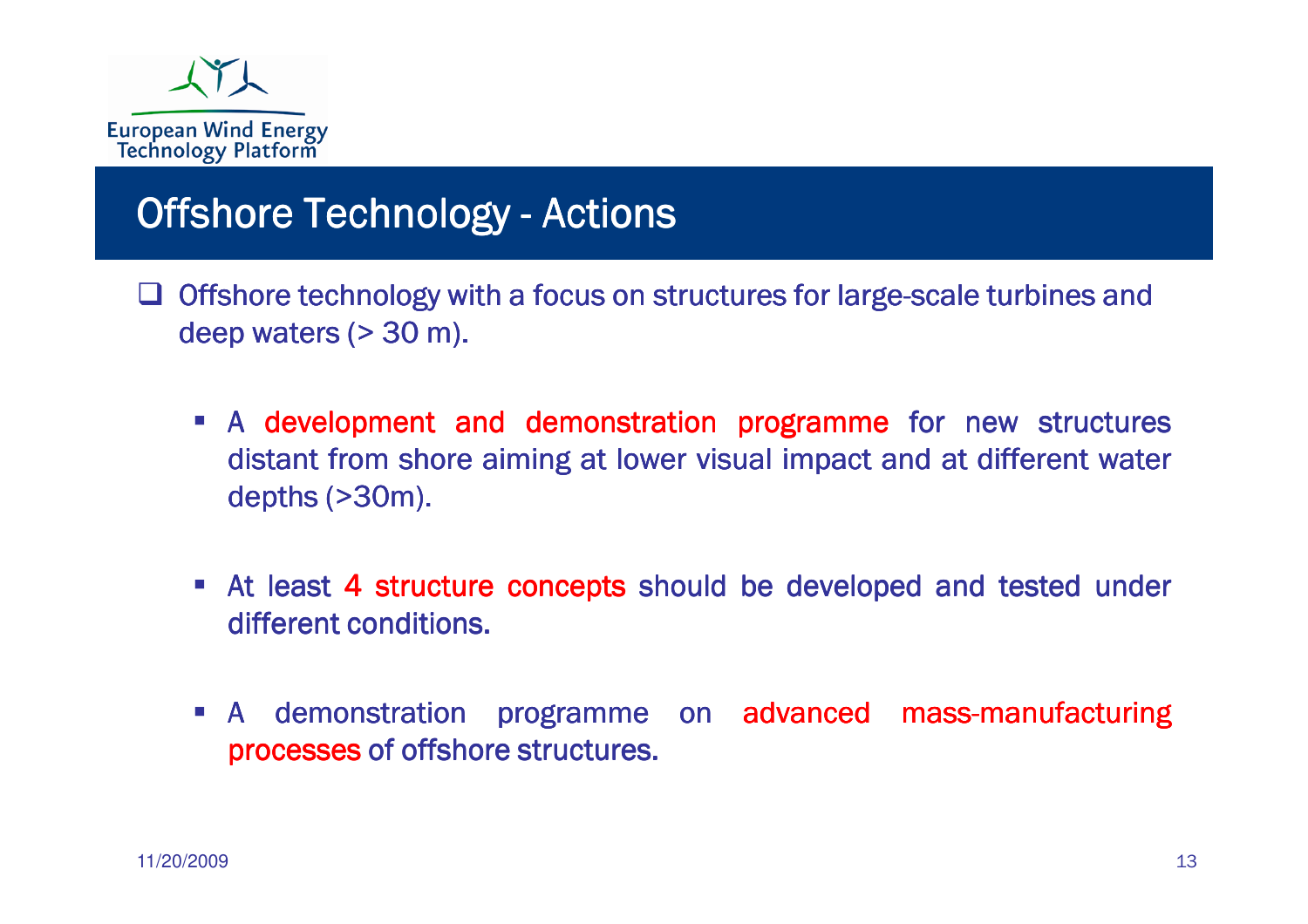# Offshore Technology - Actions

- Offshore technology with a focus on structures for large-scale turbines and deep waters (> 30 m).
  - A development and demonstration programme for new structures distant from shore aiming at lower visual impact and at different water depths (>30m).
  - At least 4 structure concepts should be developed and tested under different conditions.
  - A demonstration programme on advanced mass-manufacturing processes of offshore structures.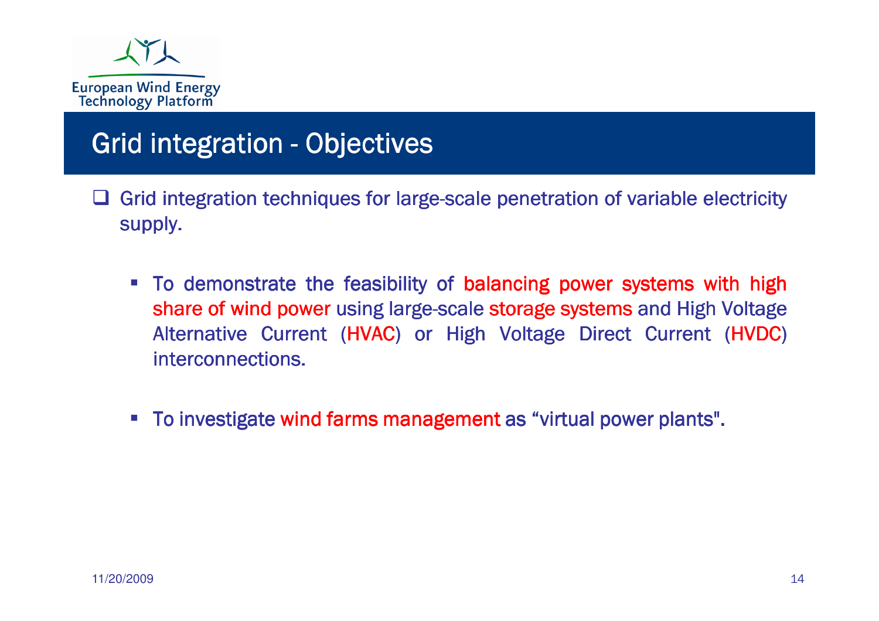## Grid integration - Objectives

- Grid integration techniques for large-scale penetration of variable electricity supply.

  - To demonstrate the feasibility of balancing power systems with high share of wind power using large-scale storage systems and High Voltage Alternative Current (HVAC) or High Voltage Direct Current (HVDC) interconnections.

  - To investigate wind farms management as "virtual power plants".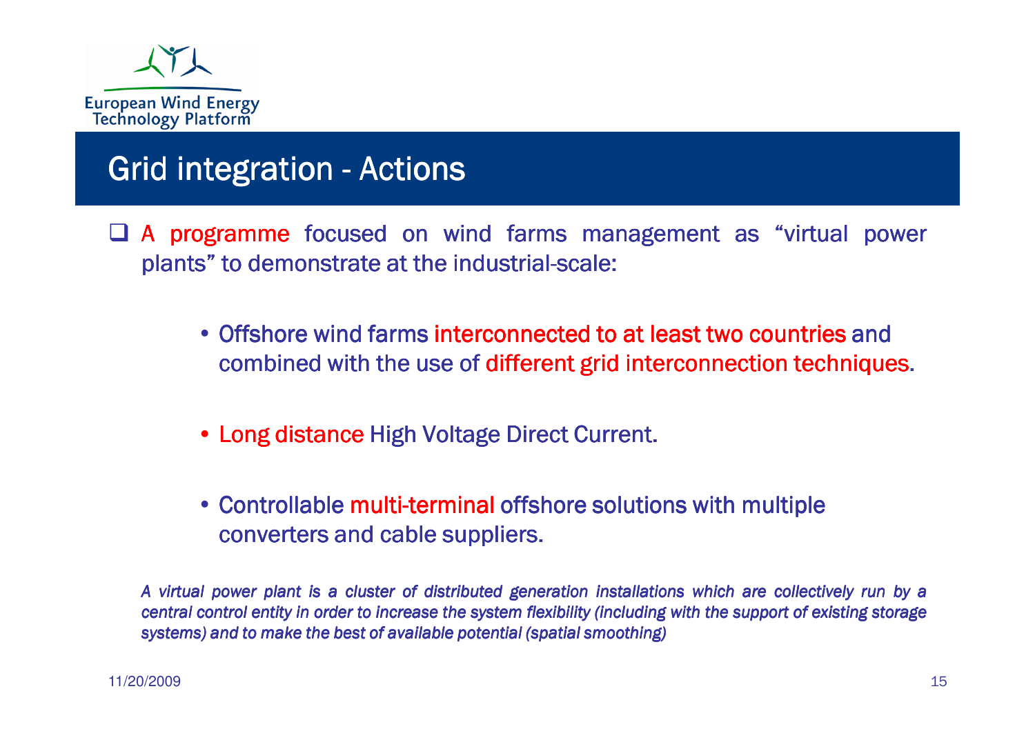European Wind Energy Technology Platform

## Grid integration - Actions

- A programme focused on wind farms management as "virtual power plants" to demonstrate at the industrial-scale:
  - Offshore wind farms interconnected to at least two countries and combined with the use of different grid interconnection techniques.
  - Long distance High Voltage Direct Current.
  - Controllable multi-terminal offshore solutions with multiple converters and cable suppliers.

*A virtual power plant is a cluster of distributed generation installations which are collectively run by a central control entity in order to increase the system flexibility (including with the support of existing storage systems) and to make the best of available potential (spatial smoothing)*

11/20/2009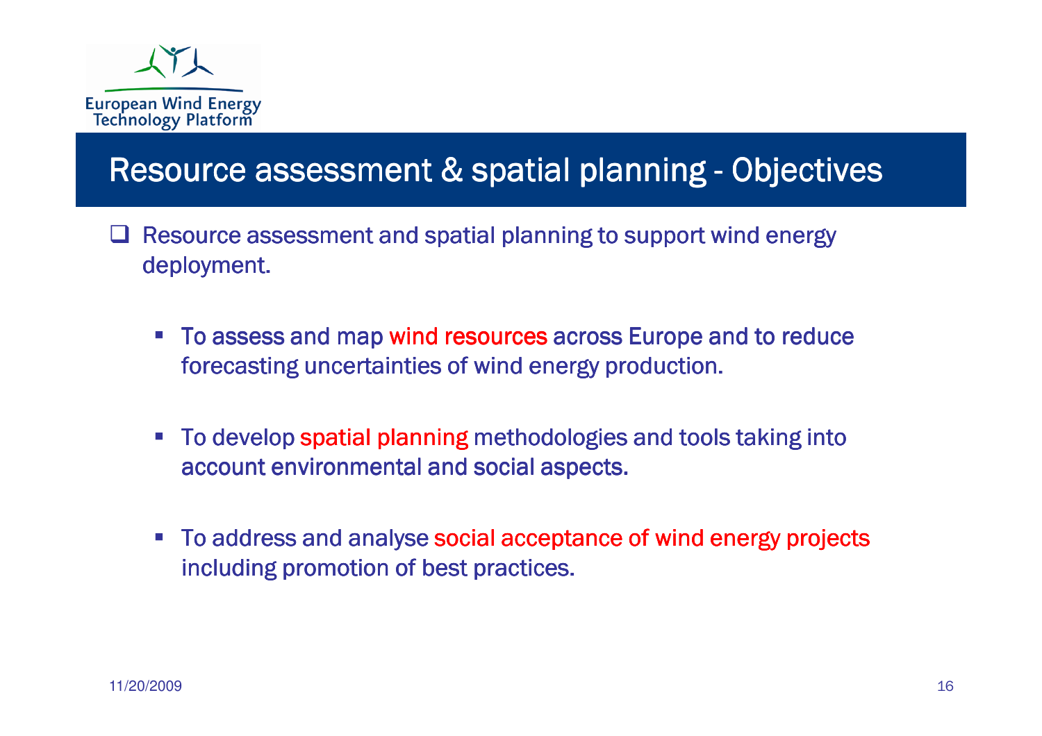European Wind Energy Technology Platform

# Resource assessment & spatial planning - Objectives

- Resource assessment and spatial planning to support wind energy deployment.
  - To assess and map wind resources across Europe and to reduce forecasting uncertainties of wind energy production.
  - To develop spatial planning methodologies and tools taking into account environmental and social aspects.
  - To address and analyse social acceptance of wind energy projects including promotion of best practices.

11/20/2009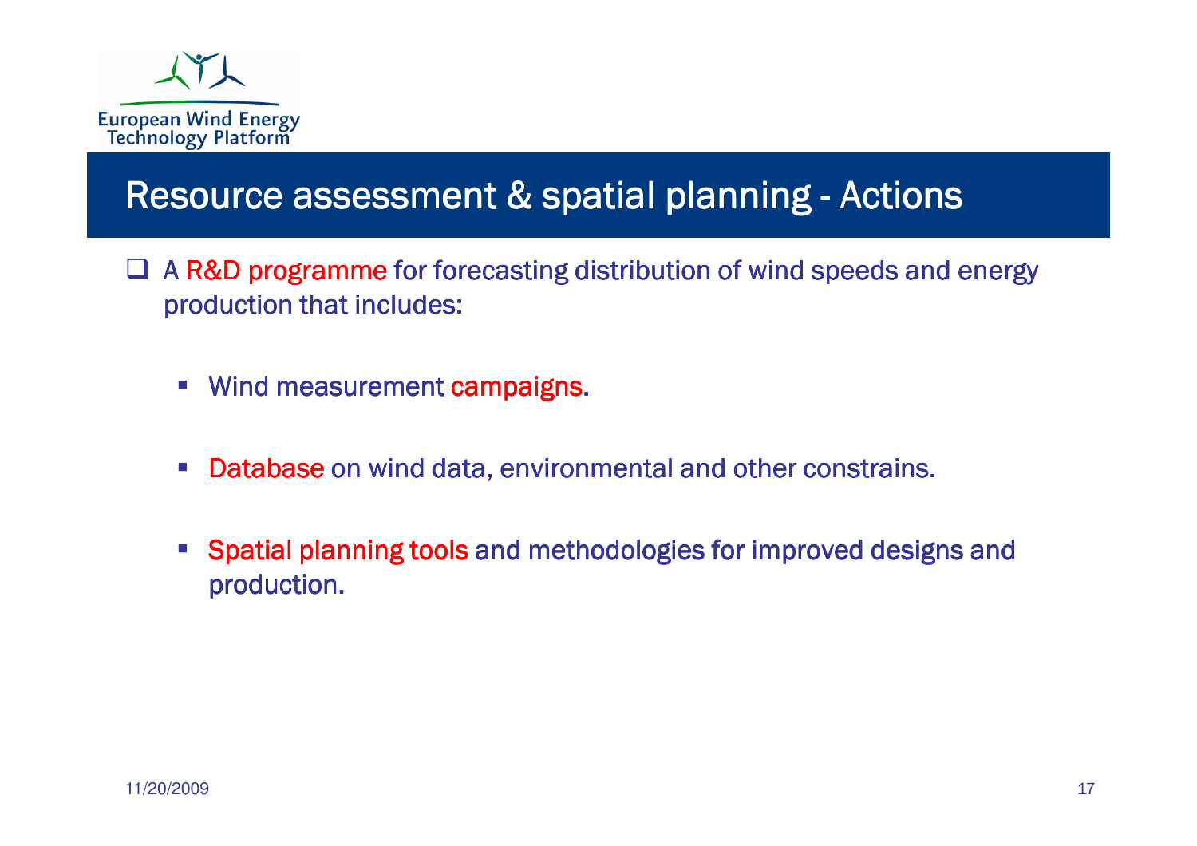# Resource assessment & spatial planning - Actions

- A R&D programme for forecasting distribution of wind speeds and energy production that includes:

  - Wind measurement campaigns.

  - Database on wind data, environmental and other constrains.

  - Spatial planning tools and methodologies for improved designs and production.

11/20/2009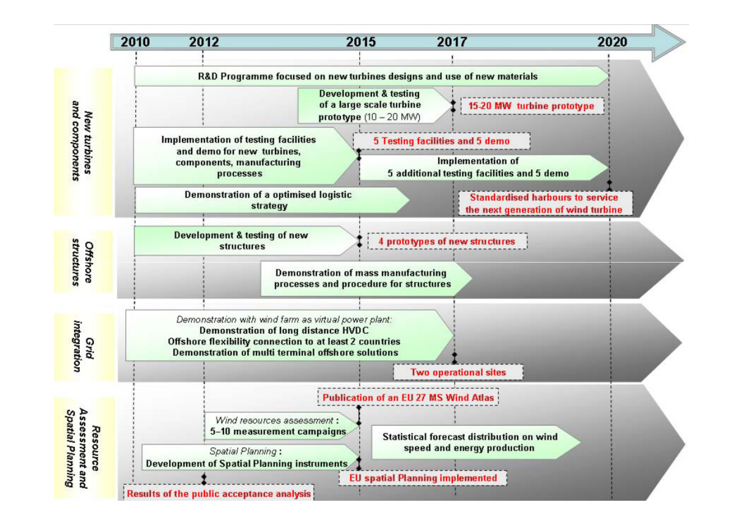2010 2012 2015 2017 2020

New turbines and components

R&D Programme focused on new turbines designs and use of new materials

Development & testing of a large scale turbine prototype (10 – 20 MW)

15-20 MW turbine prototype

Implementation of testing facilities and demo for new turbines, components, manufacturing processes

5 Testing facilities and 5 demo

Implementation of 5 additional testing facilities and 5 demo

Demonstration of a optimised logistic strategy

Standardised harbours to service the next generation of wind turbine

Offshore structures

Development & testing of new structures

4 prototypes of new structures

Demonstration of mass manufacturing processes and procedure for structures

Grid integration

*Demonstration with wind farm as virtual power plant:*
Demonstration of long distance HVDC
Offshore flexibility connection to at least 2 countries
Demonstration of multi terminal offshore solutions

Two operational sites

Resource Assessment and Spatial Planning

Publication of an EU 27 MS Wind Atlas

*Wind resources assessment* : 5–10 measurement campaigns

Statistical forecast distribution on wind speed and energy production

*Spatial Planning* : Development of Spatial Planning instruments

EU spatial Planning implemented

Results of the public acceptance analysis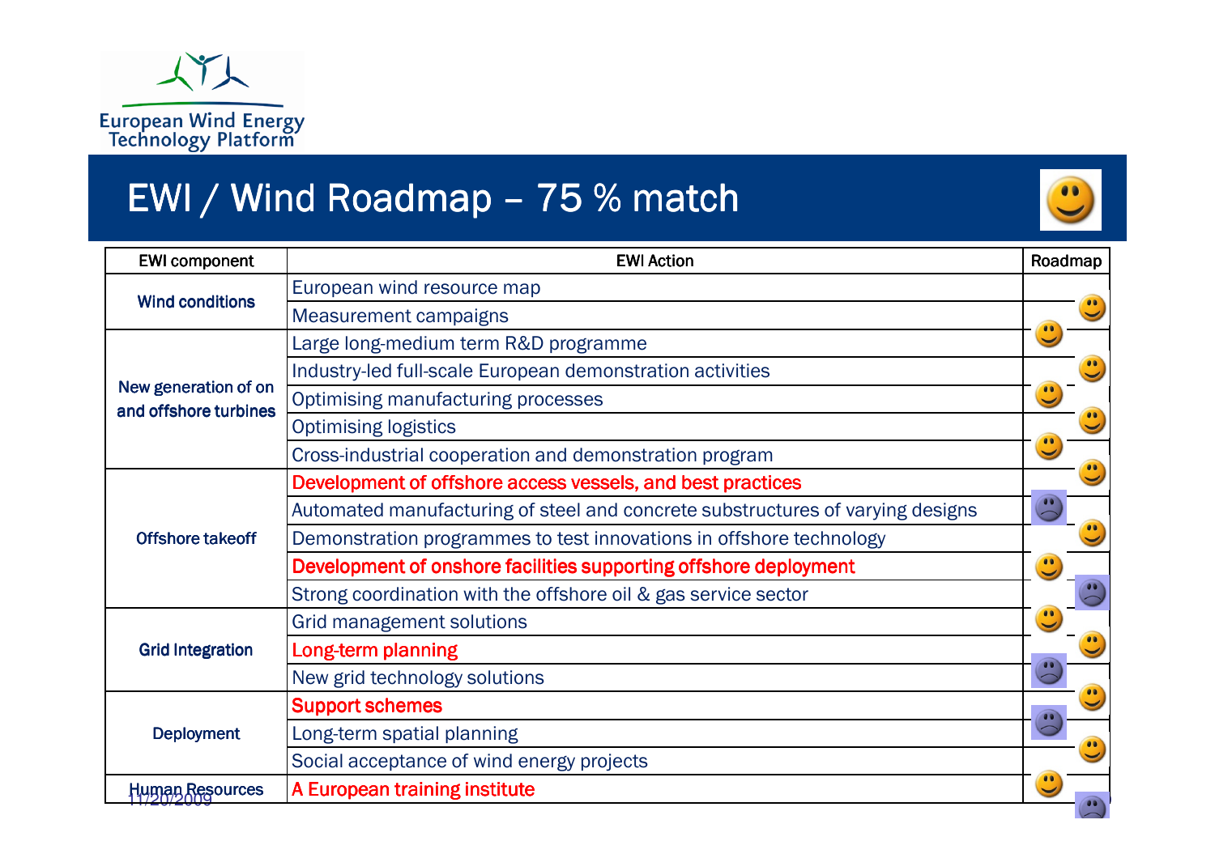European Wind Energy Technology Platform

# EWI / Wind Roadmap – 75 % match

| EWI component | EWI Action | Roadmap |
|---|---|---|
| Wind conditions | European wind resource map | |
| | Measurement campaigns | |
| New generation of on and offshore turbines | Large long-medium term R&D programme | |
| | Industry-led full-scale European demonstration activities | |
| | Optimising manufacturing processes | |
| | Optimising logistics | |
| | Cross-industrial cooperation and demonstration program | |
| Offshore takeoff | Development of offshore access vessels, and best practices | |
| | Automated manufacturing of steel and concrete substructures of varying designs | |
| | Demonstration programmes to test innovations in offshore technology | |
| | Development of onshore facilities supporting offshore deployment | |
| | Strong coordination with the offshore oil & gas service sector | |
| Grid Integration | Grid management solutions | |
| | Long-term planning | |
| | New grid technology solutions | |
| Deployment | Support schemes | |
| | Long-term spatial planning | |
| | Social acceptance of wind energy projects | |
| Human Resources | A European training institute | |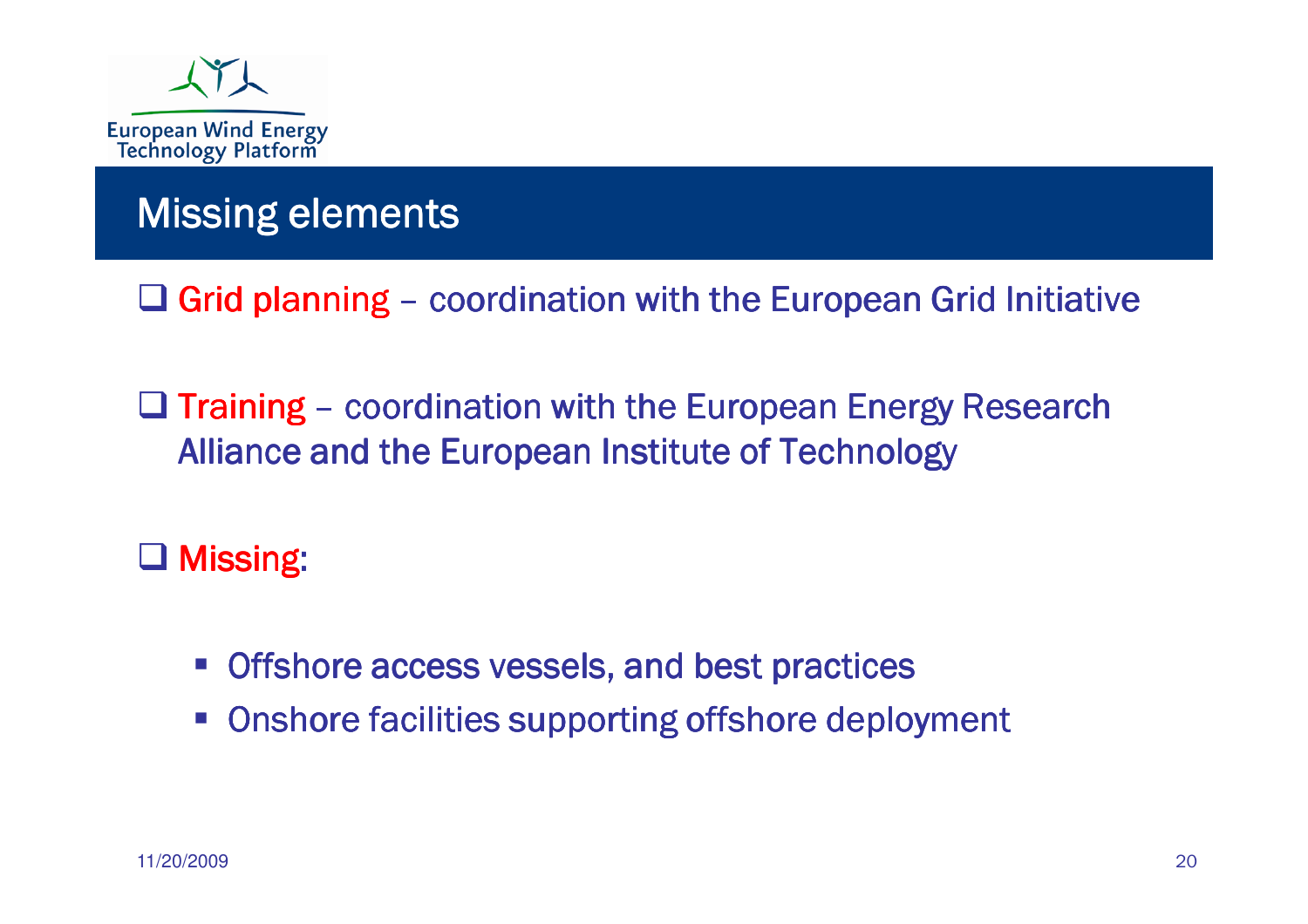## Missing elements

- **Grid planning** – coordination with the European Grid Initiative

- **Training** – coordination with the European Energy Research Alliance and the European Institute of Technology

- **Missing**:

  - Offshore access vessels, and best practices
  - Onshore facilities supporting offshore deployment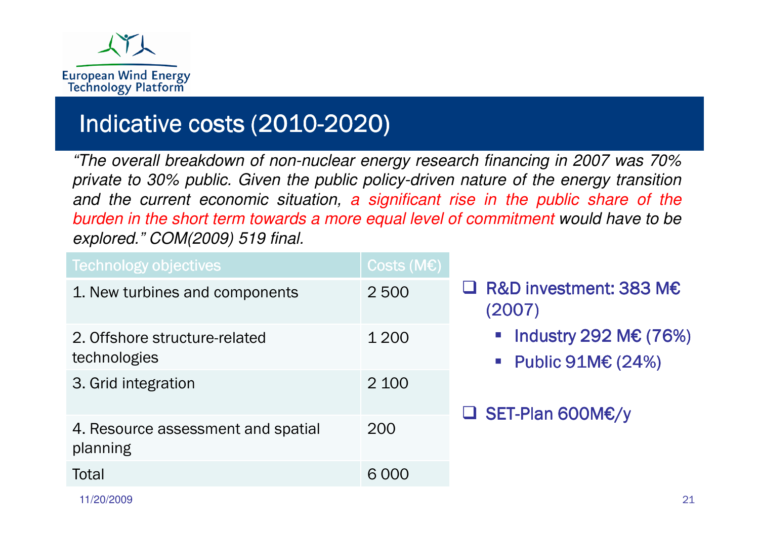European Wind Energy Technology Platform

# Indicative costs (2010-2020)

*"The overall breakdown of non-nuclear energy research financing in 2007 was 70% private to 30% public. Given the public policy-driven nature of the energy transition and the current economic situation, a significant rise in the public share of the burden in the short term towards a more equal level of commitment would have to be explored." COM(2009) 519 final.*

| Technology objectives | Costs (M€) |
|---|---|
| 1. New turbines and components | 2 500 |
| 2. Offshore structure-related technologies | 1 200 |
| 3. Grid integration | 2 100 |
| 4. Resource assessment and spatial planning | 200 |
| Total | 6 000 |

- R&D investment: 383 M€ (2007)
  - Industry 292 M€ (76%)
  - Public 91M€ (24%)
- SET-Plan 600M€/y

11/20/2009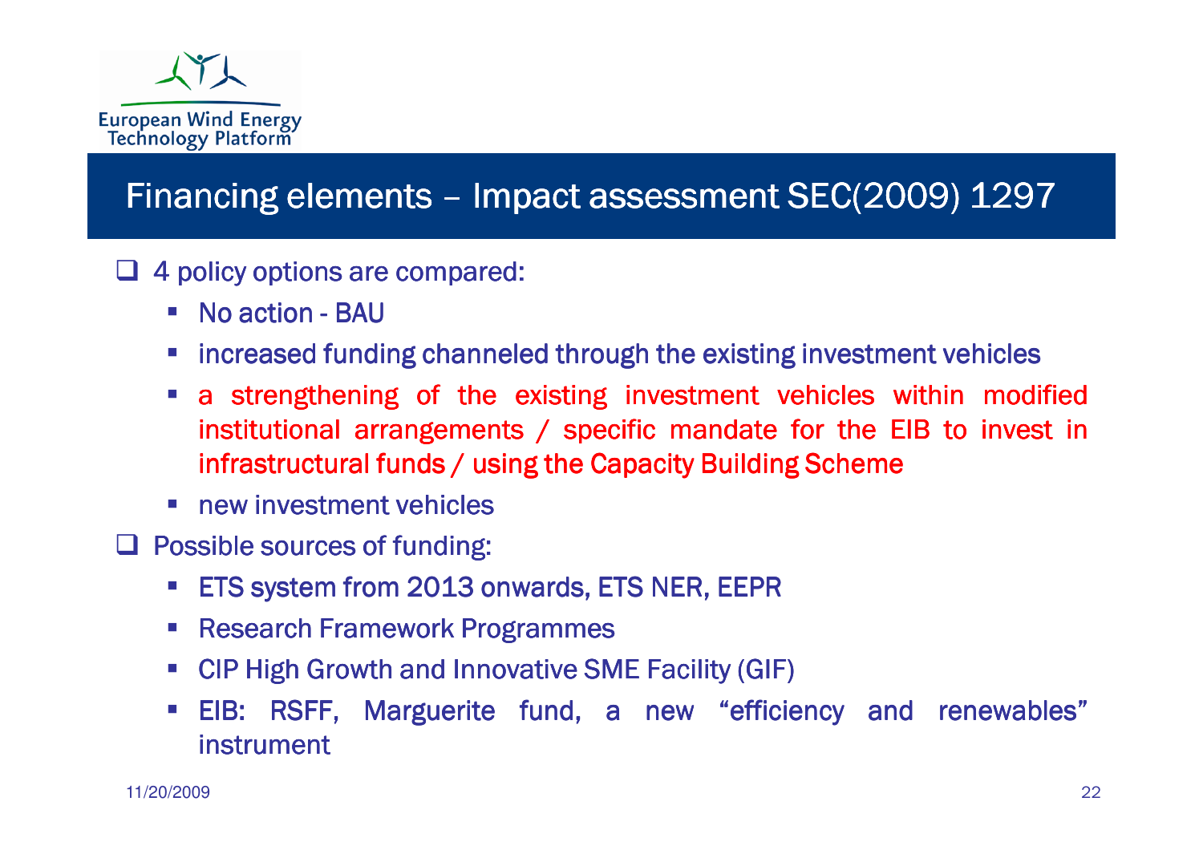European Wind Energy Technology Platform

## Financing elements – Impact assessment SEC(2009) 1297

- 4 policy options are compared:
  - No action - BAU
  - increased funding channeled through the existing investment vehicles
  - a strengthening of the existing investment vehicles within modified institutional arrangements / specific mandate for the EIB to invest in infrastructural funds / using the Capacity Building Scheme
  - new investment vehicles
- Possible sources of funding:
  - ETS system from 2013 onwards, ETS NER, EEPR
  - Research Framework Programmes
  - CIP High Growth and Innovative SME Facility (GIF)
  - EIB: RSFF, Marguerite fund, a new "efficiency and renewables" instrument

11/20/2009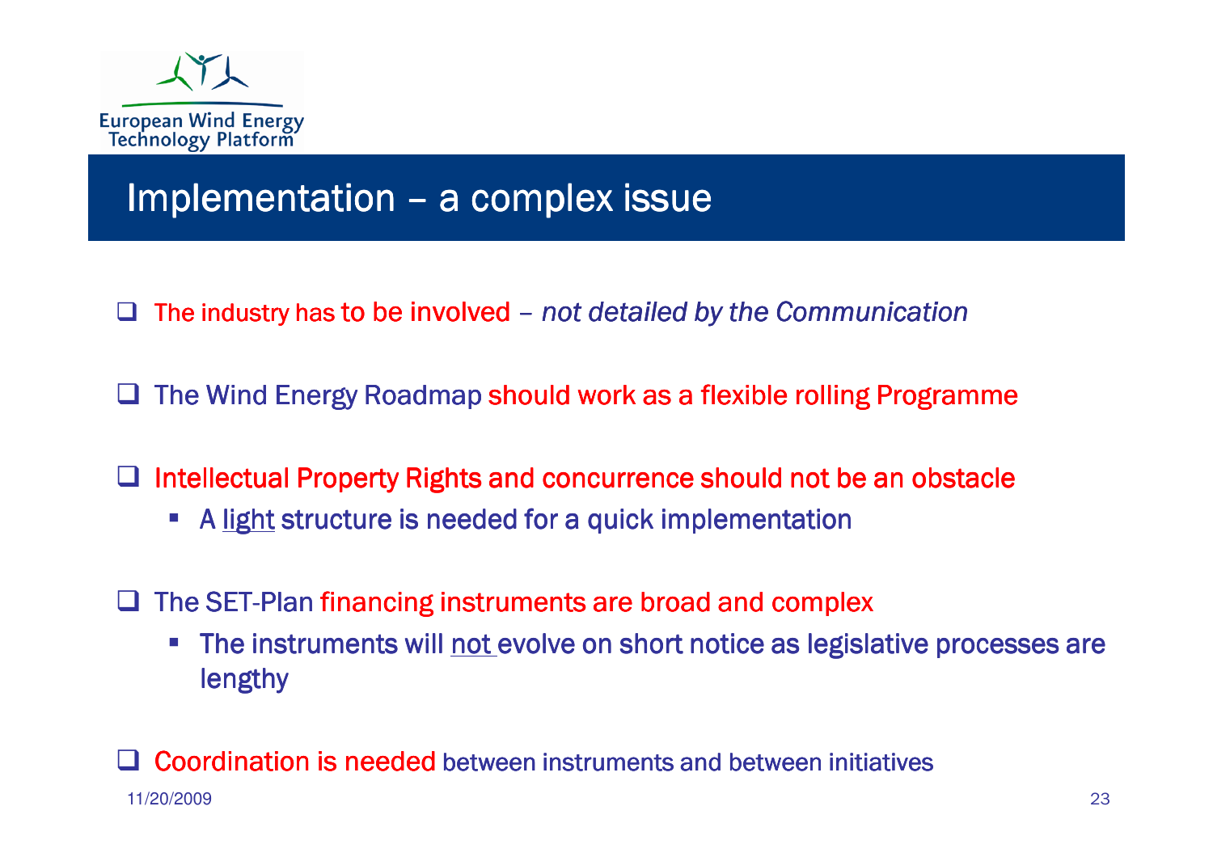European Wind Energy Technology Platform

## Implementation – a complex issue

- The industry has to be involved – *not detailed by the Communication*
- The Wind Energy Roadmap should work as a flexible rolling Programme
- Intellectual Property Rights and concurrence should not be an obstacle
  - A <u>light</u> structure is needed for a quick implementation
- The SET-Plan financing instruments are broad and complex
  - The instruments will <u>not</u> evolve on short notice as legislative processes are lengthy
- Coordination is needed between instruments and between initiatives

11/20/2009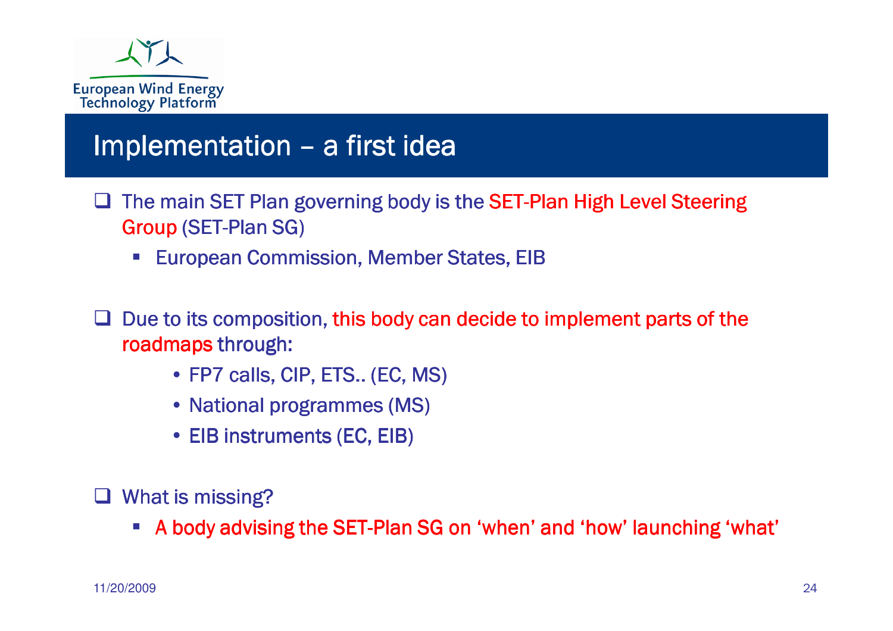European Wind Energy Technology Platform

# Implementation – a first idea

- The main SET Plan governing body is the SET-Plan High Level Steering Group (SET-Plan SG)
  - European Commission, Member States, EIB

- Due to its composition, this body can decide to implement parts of the roadmaps through:
  - FP7 calls, CIP, ETS.. (EC, MS)
  - National programmes (MS)
  - EIB instruments (EC, EIB)

- What is missing?
  - A body advising the SET-Plan SG on 'when' and 'how' launching 'what'

11/20/2009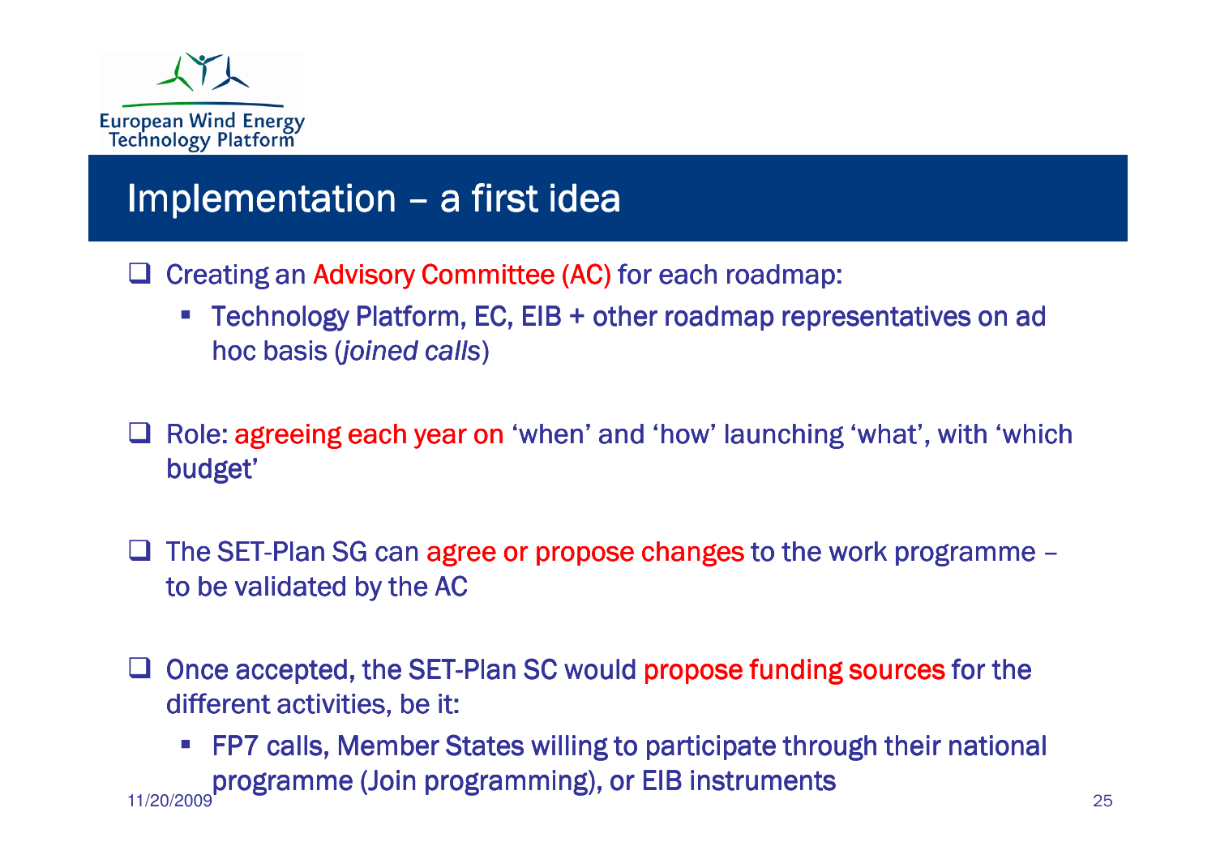European Wind Energy Technology Platform

# Implementation – a first idea

- Creating an Advisory Committee (AC) for each roadmap:
  - Technology Platform, EC, EIB + other roadmap representatives on ad hoc basis (*joined calls*)

- Role: agreeing each year on 'when' and 'how' launching 'what', with 'which budget'

- The SET-Plan SG can agree or propose changes to the work programme – to be validated by the AC

- Once accepted, the SET-Plan SC would propose funding sources for the different activities, be it:
  - FP7 calls, Member States willing to participate through their national programme (Join programming), or EIB instruments

11/20/2009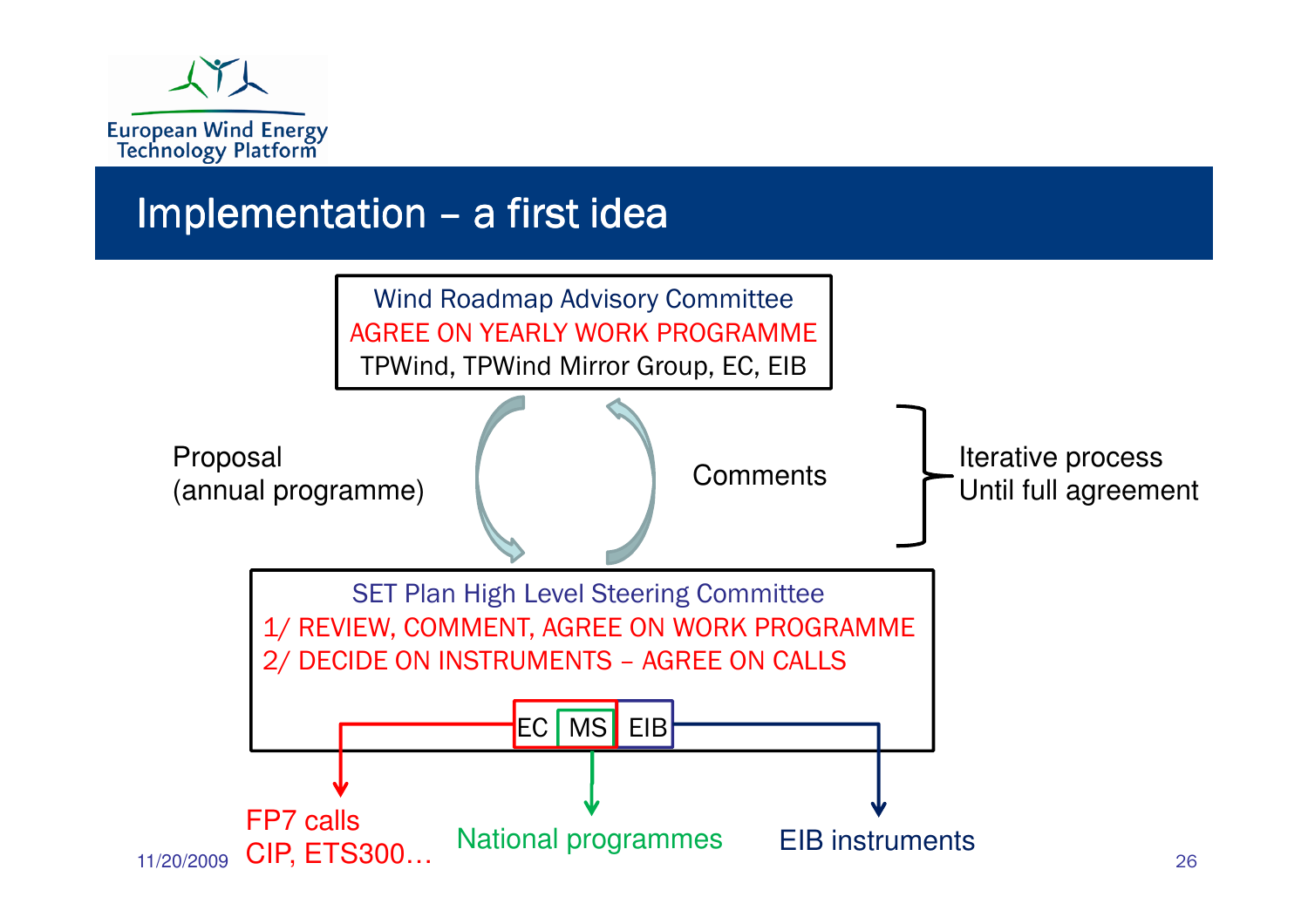## Implementation – a first idea

Wind Roadmap Advisory Committee
AGREE ON YEARLY WORK PROGRAMME
TPWind, TPWind Mirror Group, EC, EIB

Proposal
(annual programme)

Comments

Iterative process
Until full agreement

SET Plan High Level Steering Committee
1/ REVIEW, COMMENT, AGREE ON WORK PROGRAMME
2/ DECIDE ON INSTRUMENTS – AGREE ON CALLS

EC MS EIB

FP7 calls
CIP, ETS300…

National programmes

EIB instruments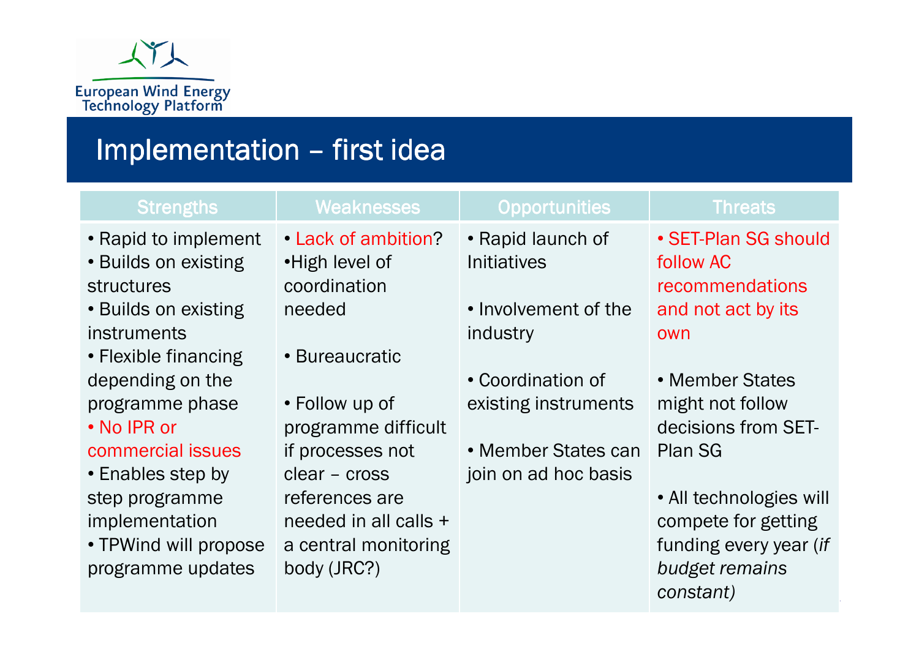European Wind Energy Technology Platform

# Implementation – first idea

| Strengths | Weaknesses | Opportunities | Threats |
|---|---|---|---|
| • Rapid to implement<br>• Builds on existing structures<br>• Builds on existing instruments<br>• Flexible financing depending on the programme phase<br>• No IPR or commercial issues<br>• Enables step by step programme implementation<br>• TPWind will propose programme updates | • Lack of ambition?<br>•High level of coordination needed<br>• Bureaucratic<br>• Follow up of programme difficult if processes not clear – cross references are needed in all calls + a central monitoring body (JRC?) | • Rapid launch of Initiatives<br>• Involvement of the industry<br>• Coordination of existing instruments<br>• Member States can join on ad hoc basis | • SET-Plan SG should follow AC recommendations and not act by its own<br>• Member States might not follow decisions from SET-Plan SG<br>• All technologies will compete for getting funding every year (*if budget remains constant)* |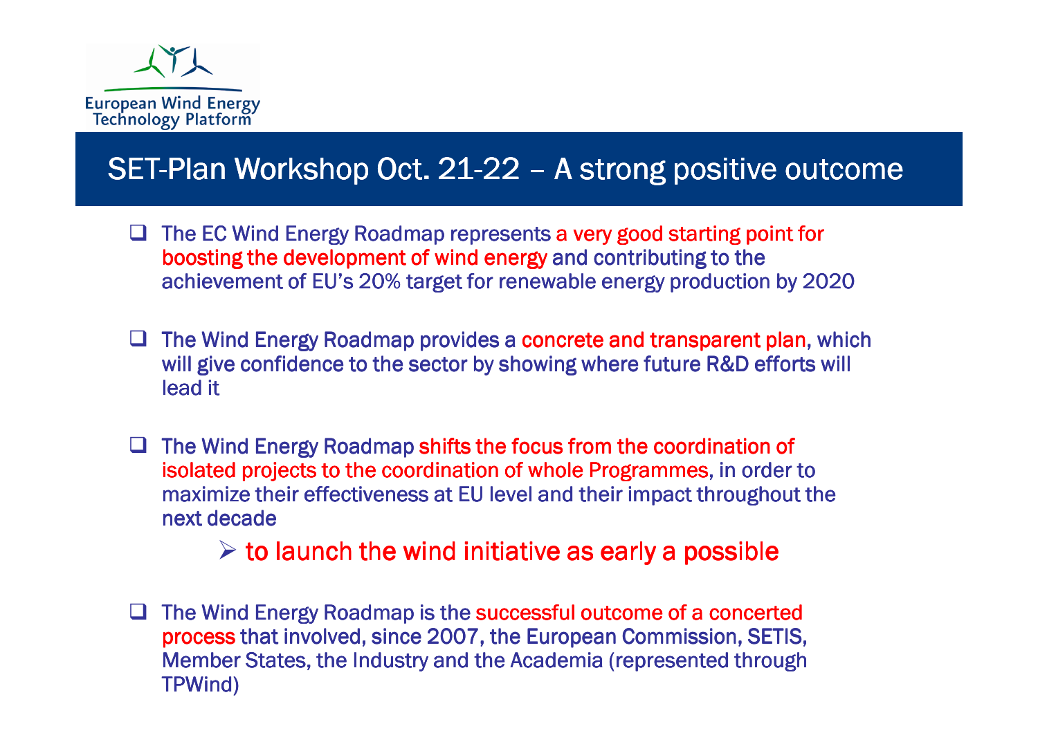European Wind Energy Technology Platform

# SET-Plan Workshop Oct. 21-22 – A strong positive outcome

- The EC Wind Energy Roadmap represents a very good starting point for boosting the development of wind energy and contributing to the achievement of EU's 20% target for renewable energy production by 2020

- The Wind Energy Roadmap provides a concrete and transparent plan, which will give confidence to the sector by showing where future R&D efforts will lead it

- The Wind Energy Roadmap shifts the focus from the coordination of isolated projects to the coordination of whole Programmes, in order to maximize their effectiveness at EU level and their impact throughout the next decade
  - to launch the wind initiative as early a possible

- The Wind Energy Roadmap is the successful outcome of a concerted process that involved, since 2007, the European Commission, SETIS, Member States, the Industry and the Academia (represented through TPWind)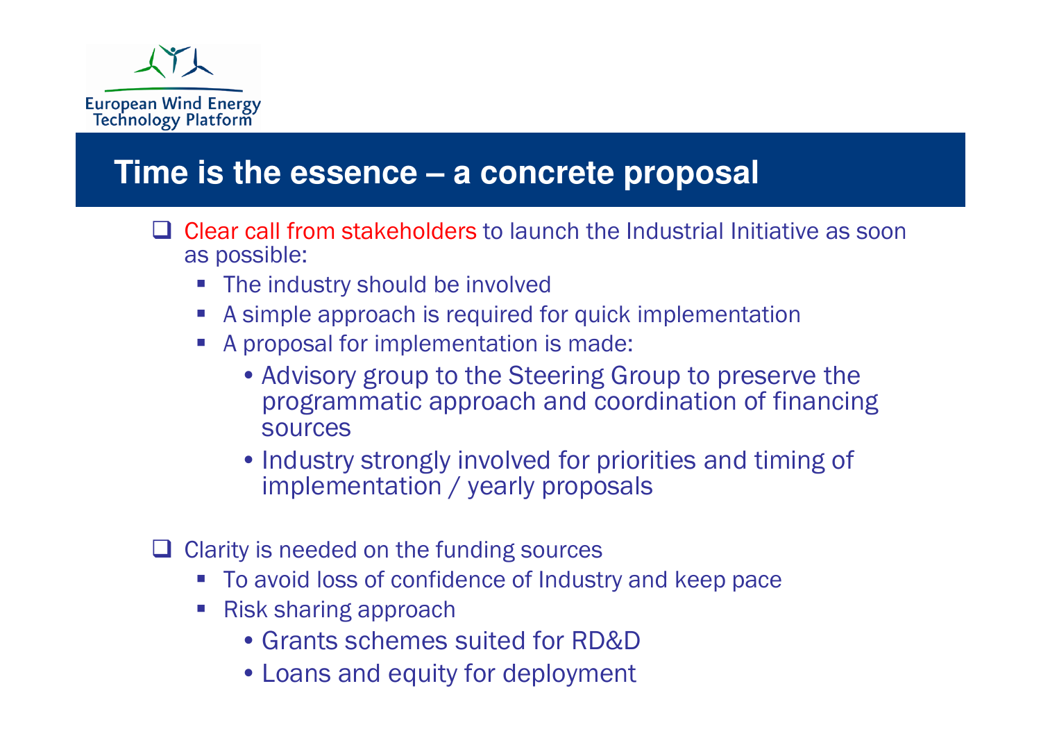## Time is the essence – a concrete proposal

- Clear call from stakeholders to launch the Industrial Initiative as soon as possible:
  - The industry should be involved
  - A simple approach is required for quick implementation
  - A proposal for implementation is made:
    - Advisory group to the Steering Group to preserve the programmatic approach and coordination of financing sources
    - Industry strongly involved for priorities and timing of implementation / yearly proposals

- Clarity is needed on the funding sources
  - To avoid loss of confidence of Industry and keep pace
  - Risk sharing approach
    - Grants schemes suited for RD&D
    - Loans and equity for deployment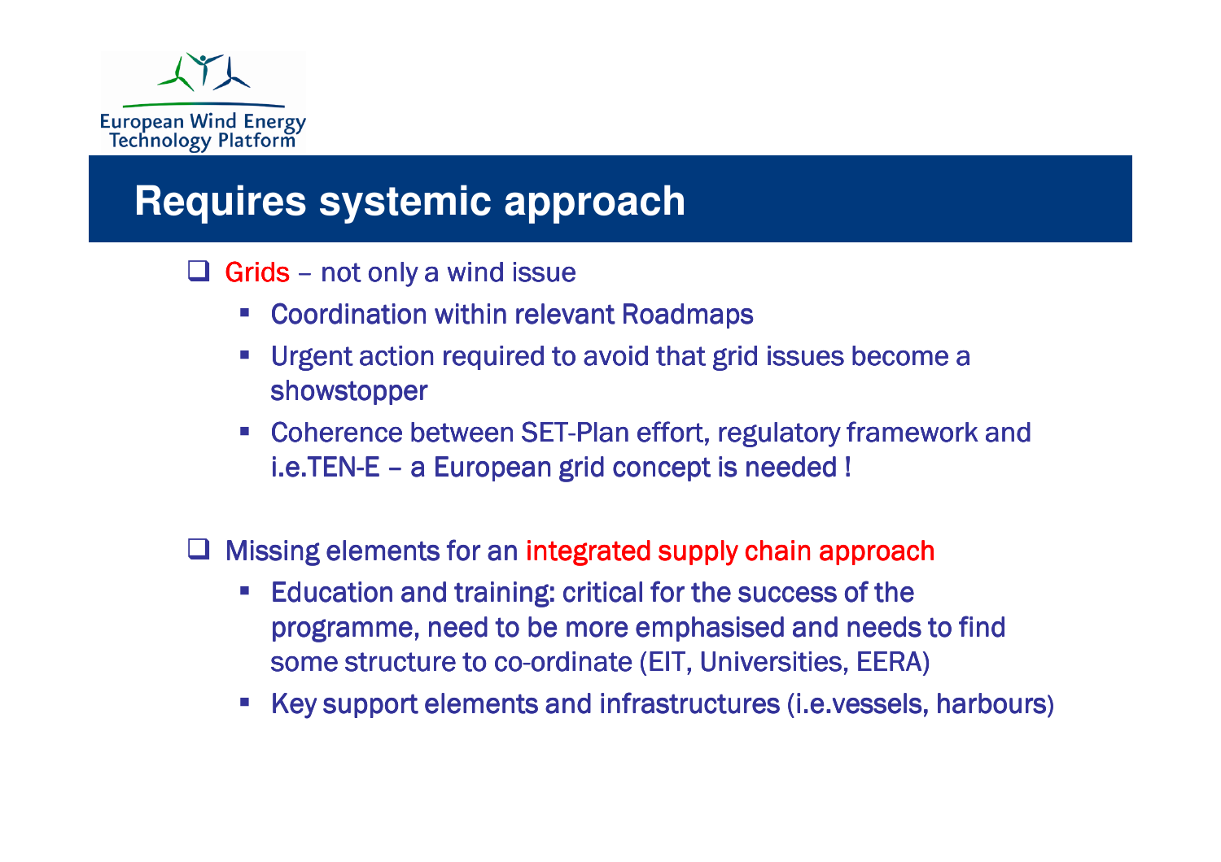## Requires systemic approach

- Grids – not only a wind issue
  - Coordination within relevant Roadmaps
  - Urgent action required to avoid that grid issues become a showstopper
  - Coherence between SET-Plan effort, regulatory framework and i.e.TEN-E – a European grid concept is needed !

- Missing elements for an integrated supply chain approach
  - Education and training: critical for the success of the programme, need to be more emphasised and needs to find some structure to co-ordinate (EIT, Universities, EERA)
  - Key support elements and infrastructures (i.e.vessels, harbours)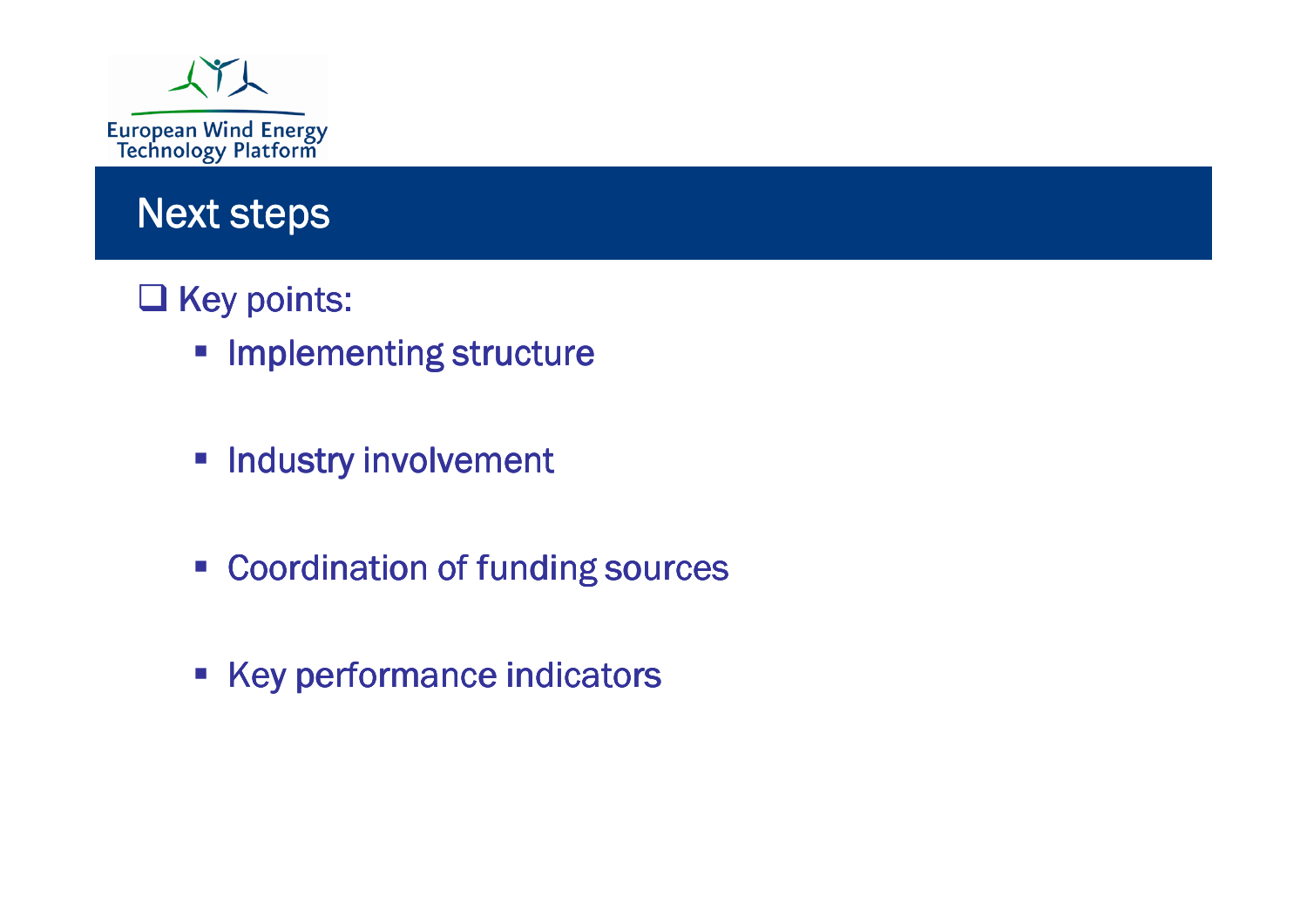## Next steps

- Key points:
  - Implementing structure
  - Industry involvement
  - Coordination of funding sources
  - Key performance indicators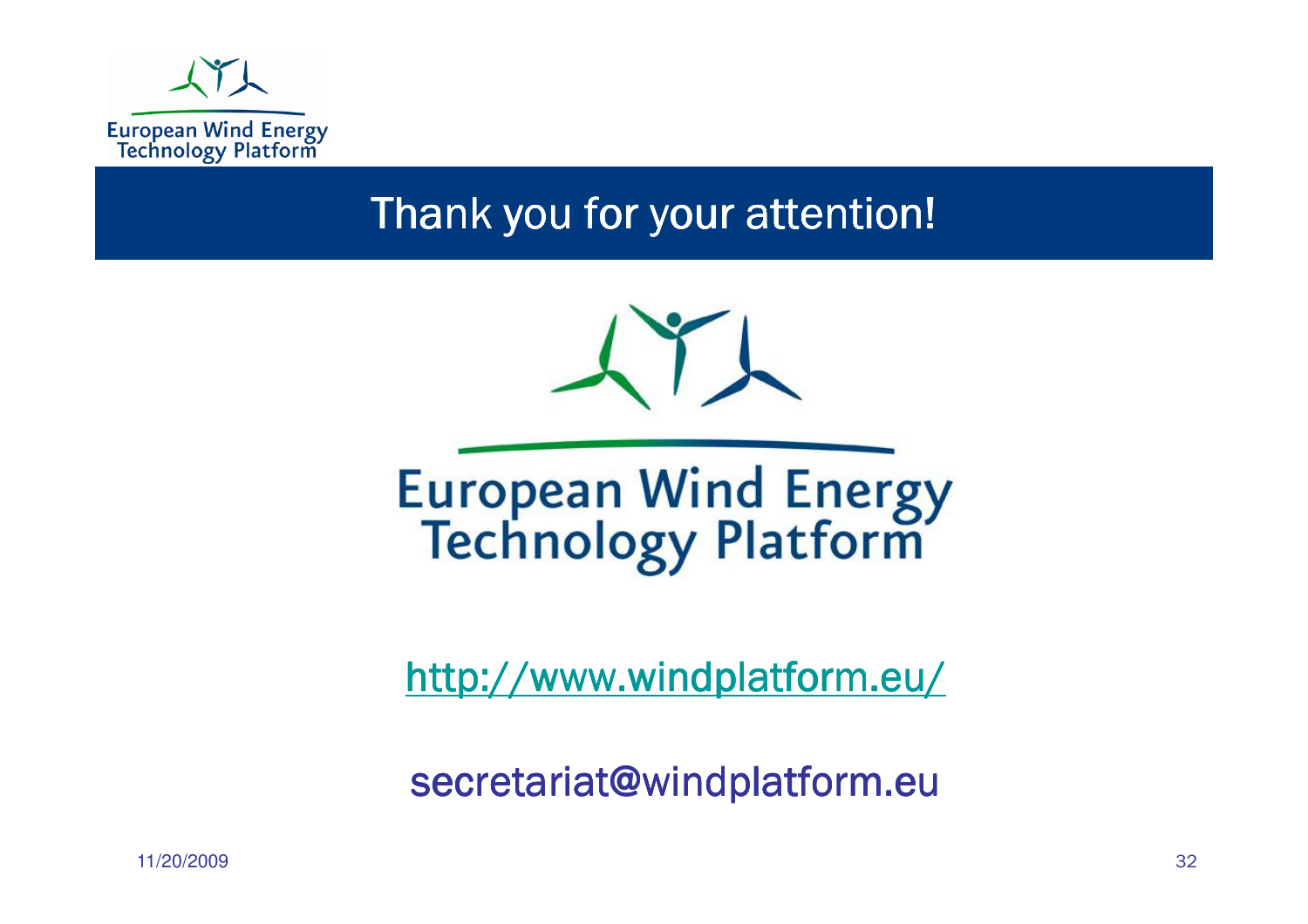European Wind Energy Technology Platform

# Thank you for your attention!

European Wind Energy Technology Platform

http://www.windplatform.eu/

secretariat@windplatform.eu

11/20/2009